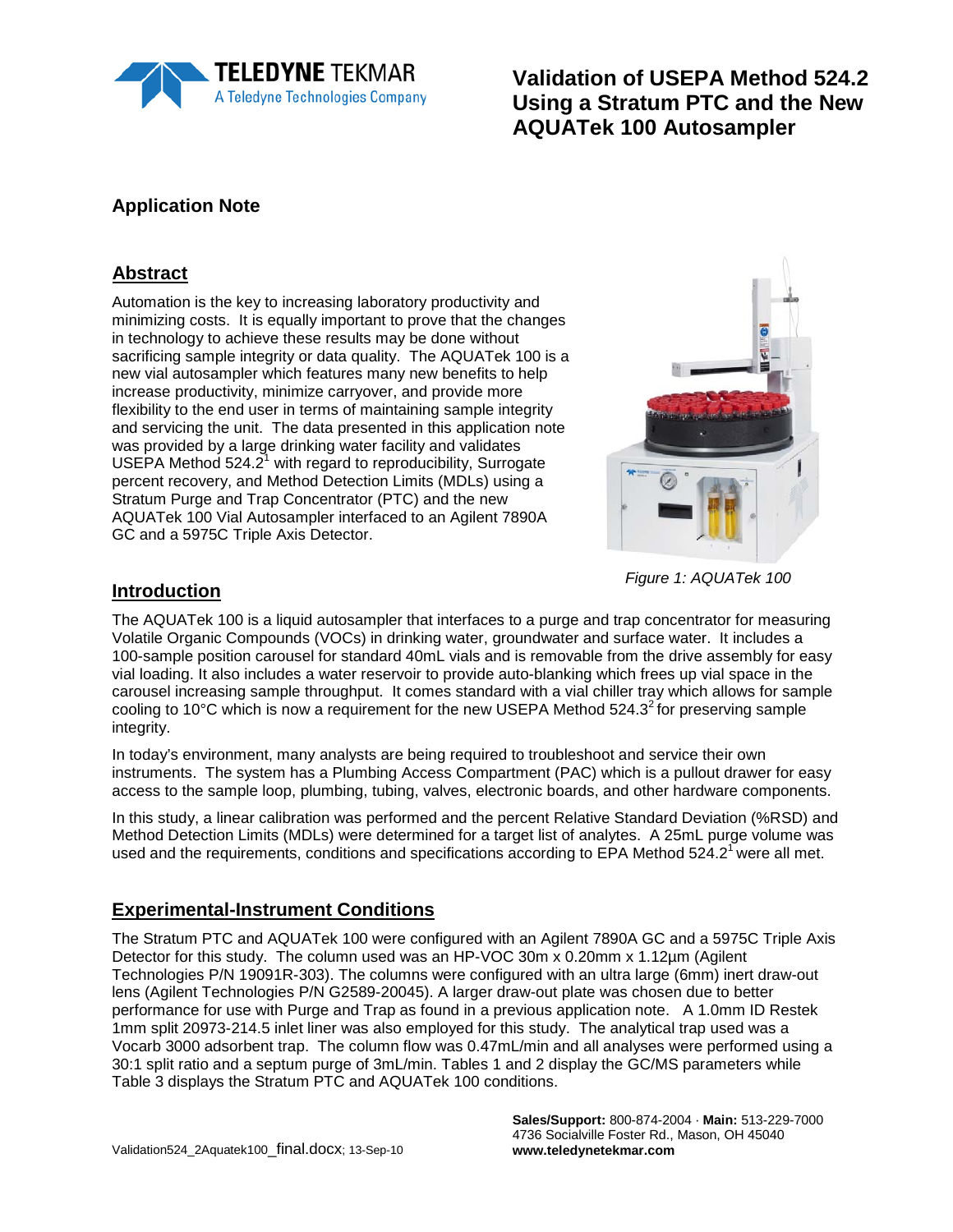# Validation of USEPA Method 524.2 Using a Stratum PTC and the New AQUATek 100 Autosampler

## Application Note

## Abstract

Automation is the key to increasing laboratory productivity and minimizing costs. It is equally important to prove that the changes in technology to achieve these results may be done without sacrificing sample integrity or data quality. The AQUATek 100 is a new vial autosampler which features many new benefits to help increase productivity, minimize carryover, and provide more flexibility to the end user in terms of maintaining sample integrity and servicing the unit. The data presented in this application note was provided by a large drinking water facility and validates USEPA Method 524.2[1] with regard to reproducibility, Surrogate percent recovery, and Method Detection Limits (MDLs) using a Stratum Purge and Trap Concentrator (PTC) and the new AQUATek 100 Vial Autosampler interfaced to an Agilent 7890A GC and a 5975C Triple Axis Detector.

*Figure 1: AQUATek 100*

## Introduction

The AQUATek 100 is a liquid autosampler that interfaces to a purge and trap concentrator for measuring Volatile Organic Compounds (VOCs) in drinking water, groundwater and surface water. It includes a 100-sample position carousel for standard 40mL vials and is removable from the drive assembly for easy vial loading. It also includes a water reservoir to provide auto-blanking which frees up vial space in the carousel increasing sample throughput. It comes standard with a vial chiller tray which allows for sample cooling to 10°C which is now a requirement for the new USEPA Method 524.3[2] for preserving sample integrity.

In today's environment, many analysts are being required to troubleshoot and service their own instruments. The system has a Plumbing Access Compartment (PAC) which is a pullout drawer for easy access to the sample loop, plumbing, tubing, valves, electronic boards, and other hardware components.

In this study, a linear calibration was performed and the percent Relative Standard Deviation (%RSD) and Method Detection Limits (MDLs) were determined for a target list of analytes. A 25mL purge volume was used and the requirements, conditions and specifications according to EPA Method 524.2[1] were all met.

## Experimental-Instrument Conditions

The Stratum PTC and AQUATek 100 were configured with an Agilent 7890A GC and a 5975C Triple Axis Detector for this study. The column used was an HP-VOC 30m x 0.20mm x 1.12µm (Agilent Technologies P/N 19091R-303). The columns were configured with an ultra large (6mm) inert draw-out lens (Agilent Technologies P/N G2589-20045). A larger draw-out plate was chosen due to better performance for use with Purge and Trap as found in a previous application note. A 1.0mm ID Restek 1mm split 20973-214.5 inlet liner was also employed for this study. The analytical trap used was a Vocarb 3000 adsorbent trap. The column flow was 0.47mL/min and all analyses were performed using a 30:1 split ratio and a septum purge of 3mL/min. Tables 1 and 2 display the GC/MS parameters while Table 3 displays the Stratum PTC and AQUATek 100 conditions.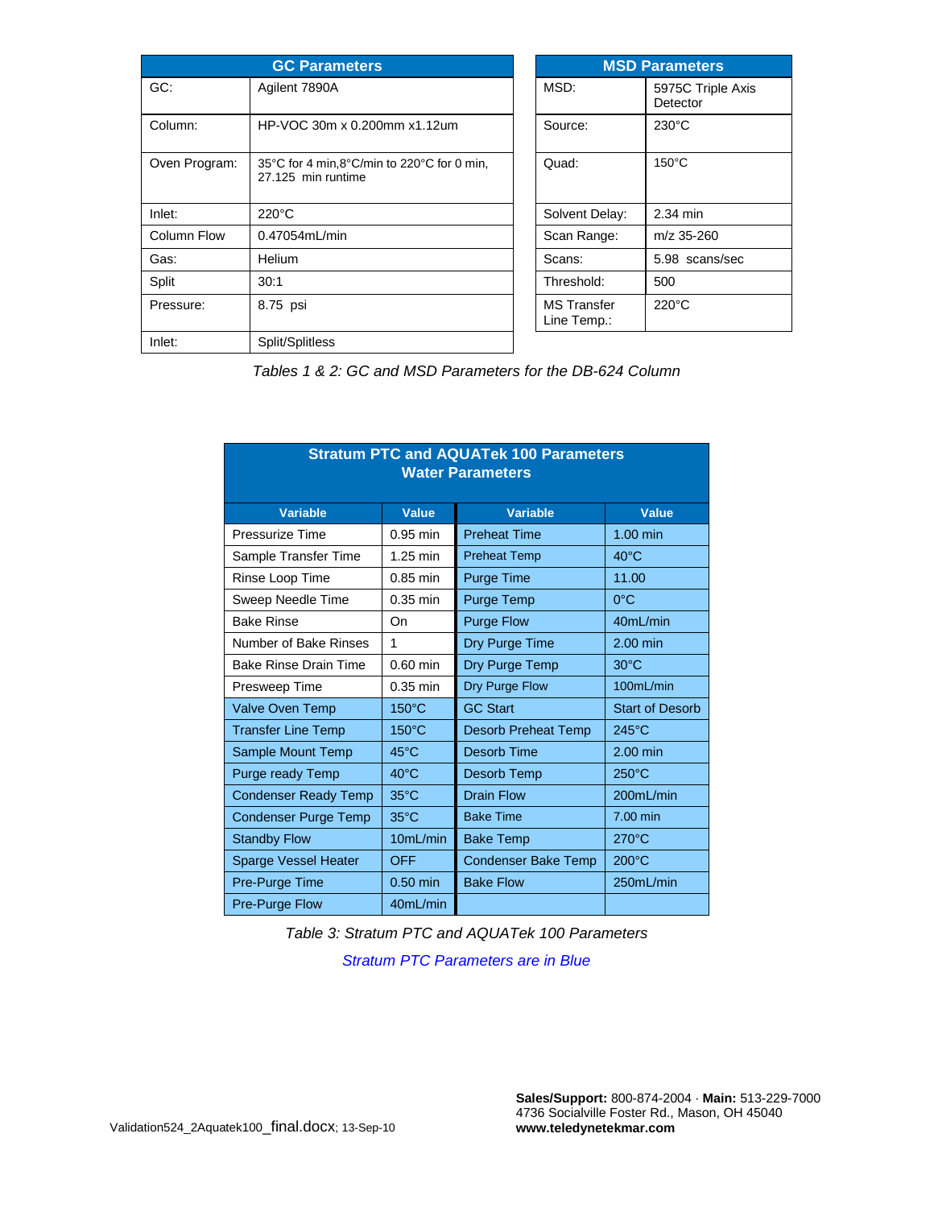| GC Parameters | |
|---|---|
| GC: | Agilent 7890A |
| Column: | HP-VOC 30m x 0.200mm x1.12um |
| Oven Program: | 35°C for 4 min,8°C/min to 220°C for 0 min, 27.125 min runtime |
| Inlet: | 220°C |
| Column Flow | 0.47054mL/min |
| Gas: | Helium |
| Split | 30:1 |
| Pressure: | 8.75 psi |
| Inlet: | Split/Splitless |

| MSD Parameters | |
|---|---|
| MSD: | 5975C Triple Axis Detector |
| Source: | 230°C |
| Quad: | 150°C |
| Solvent Delay: | 2.34 min |
| Scan Range: | m/z 35-260 |
| Scans: | 5.98 scans/sec |
| Threshold: | 500 |
| MS Transfer Line Temp.: | 220°C |

*Tables 1 & 2: GC and MSD Parameters for the DB-624 Column*

| Stratum PTC and AQUATek 100 Parameters Water Parameters | | | |
|---|---|---|---|
| **Variable** | **Value** | **Variable** | **Value** |
| Pressurize Time | 0.95 min | Preheat Time | 1.00 min |
| Sample Transfer Time | 1.25 min | Preheat Temp | 40°C |
| Rinse Loop Time | 0.85 min | Purge Time | 11.00 |
| Sweep Needle Time | 0.35 min | Purge Temp | 0°C |
| Bake Rinse | On | Purge Flow | 40mL/min |
| Number of Bake Rinses | 1 | Dry Purge Time | 2.00 min |
| Bake Rinse Drain Time | 0.60 min | Dry Purge Temp | 30°C |
| Presweep Time | 0.35 min | Dry Purge Flow | 100mL/min |
| Valve Oven Temp | 150°C | GC Start | Start of Desorb |
| Transfer Line Temp | 150°C | Desorb Preheat Temp | 245°C |
| Sample Mount Temp | 45°C | Desorb Time | 2.00 min |
| Purge ready Temp | 40°C | Desorb Temp | 250°C |
| Condenser Ready Temp | 35°C | Drain Flow | 200mL/min |
| Condenser Purge Temp | 35°C | Bake Time | 7.00 min |
| Standby Flow | 10mL/min | Bake Temp | 270°C |
| Sparge Vessel Heater | OFF | Condenser Bake Temp | 200°C |
| Pre-Purge Time | 0.50 min | Bake Flow | 250mL/min |
| Pre-Purge Flow | 40mL/min | | |

*Table 3: Stratum PTC and AQUATek 100 Parameters*

*Stratum PTC Parameters are in Blue*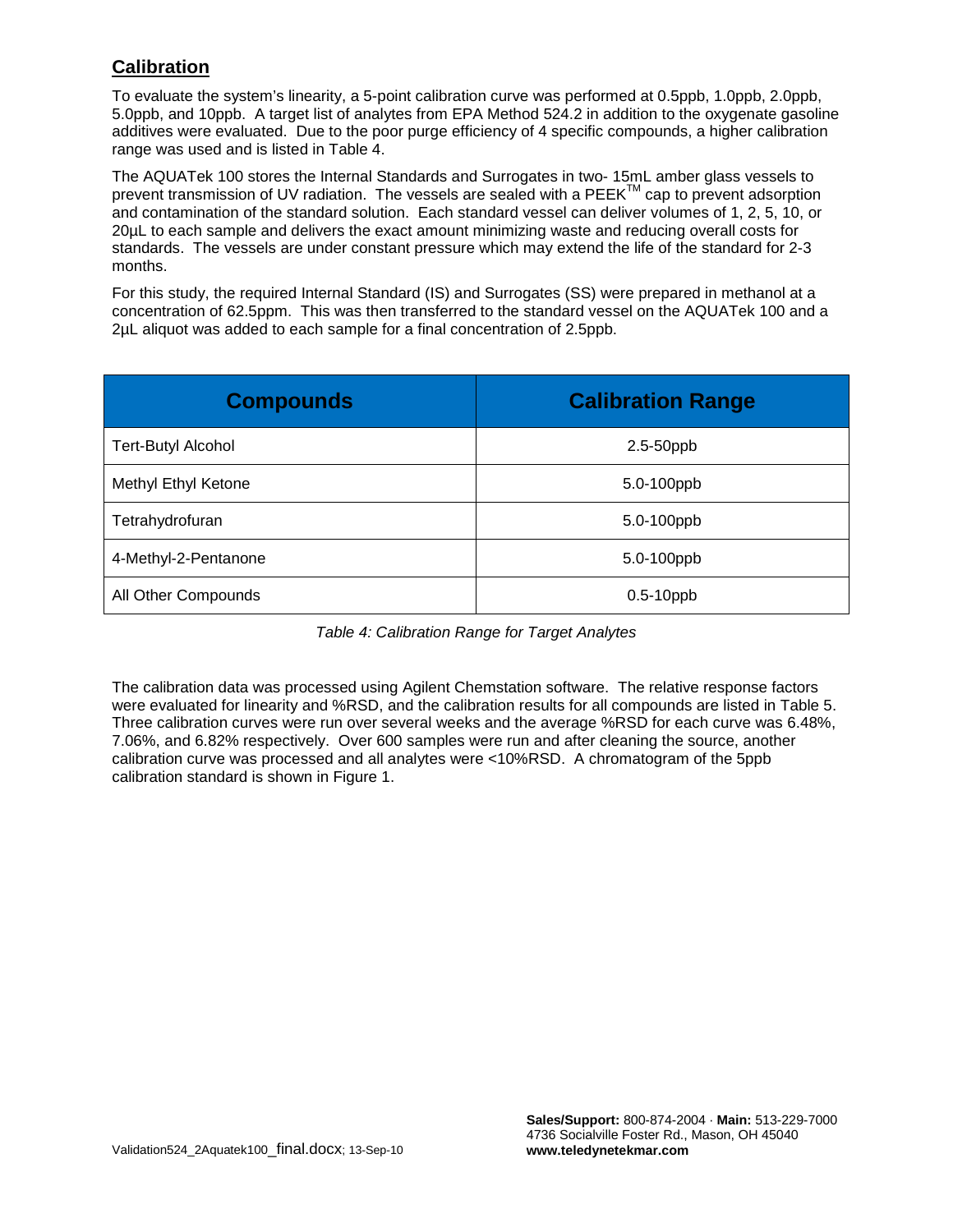## Calibration

To evaluate the system's linearity, a 5-point calibration curve was performed at 0.5ppb, 1.0ppb, 2.0ppb, 5.0ppb, and 10ppb. A target list of analytes from EPA Method 524.2 in addition to the oxygenate gasoline additives were evaluated. Due to the poor purge efficiency of 4 specific compounds, a higher calibration range was used and is listed in Table 4.

The AQUATek 100 stores the Internal Standards and Surrogates in two- 15mL amber glass vessels to prevent transmission of UV radiation. The vessels are sealed with a PEEK™ cap to prevent adsorption and contamination of the standard solution. Each standard vessel can deliver volumes of 1, 2, 5, 10, or 20µL to each sample and delivers the exact amount minimizing waste and reducing overall costs for standards. The vessels are under constant pressure which may extend the life of the standard for 2-3 months.

For this study, the required Internal Standard (IS) and Surrogates (SS) were prepared in methanol at a concentration of 62.5ppm. This was then transferred to the standard vessel on the AQUATek 100 and a 2µL aliquot was added to each sample for a final concentration of 2.5ppb.

| Compounds | Calibration Range |
|---|---|
| Tert-Butyl Alcohol | 2.5-50ppb |
| Methyl Ethyl Ketone | 5.0-100ppb |
| Tetrahydrofuran | 5.0-100ppb |
| 4-Methyl-2-Pentanone | 5.0-100ppb |
| All Other Compounds | 0.5-10ppb |

*Table 4: Calibration Range for Target Analytes*

The calibration data was processed using Agilent Chemstation software. The relative response factors were evaluated for linearity and %RSD, and the calibration results for all compounds are listed in Table 5. Three calibration curves were run over several weeks and the average %RSD for each curve was 6.48%, 7.06%, and 6.82% respectively. Over 600 samples were run and after cleaning the source, another calibration curve was processed and all analytes were <10%RSD. A chromatogram of the 5ppb calibration standard is shown in Figure 1.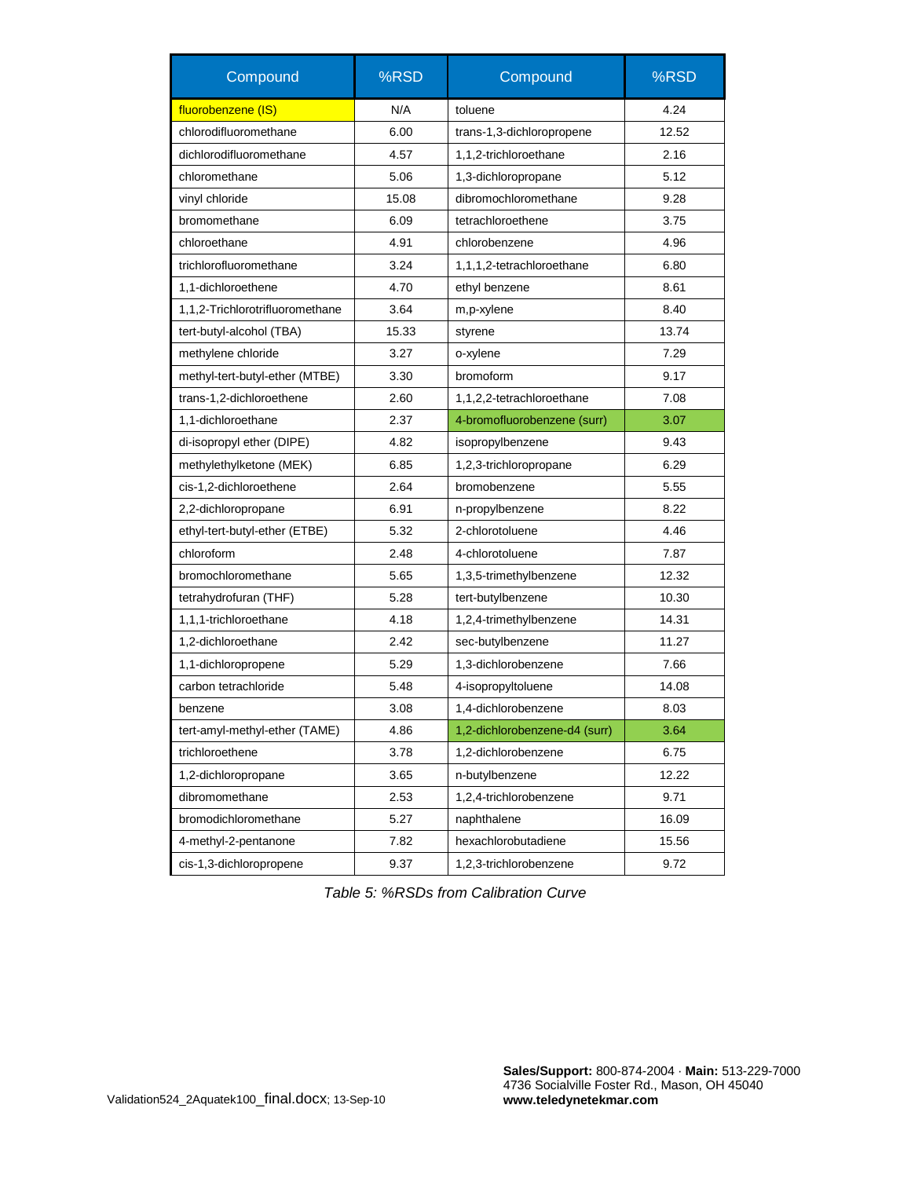| Compound | %RSD | Compound | %RSD |
|---|---|---|---|
| fluorobenzene (IS) | N/A | toluene | 4.24 |
| chlorodifluoromethane | 6.00 | trans-1,3-dichloropropene | 12.52 |
| dichlorodifluoromethane | 4.57 | 1,1,2-trichloroethane | 2.16 |
| chloromethane | 5.06 | 1,3-dichloropropane | 5.12 |
| vinyl chloride | 15.08 | dibromochloromethane | 9.28 |
| bromomethane | 6.09 | tetrachloroethene | 3.75 |
| chloroethane | 4.91 | chlorobenzene | 4.96 |
| trichlorofluoromethane | 3.24 | 1,1,1,2-tetrachloroethane | 6.80 |
| 1,1-dichloroethene | 4.70 | ethyl benzene | 8.61 |
| 1,1,2-Trichlorotrifluoromethane | 3.64 | m,p-xylene | 8.40 |
| tert-butyl-alcohol (TBA) | 15.33 | styrene | 13.74 |
| methylene chloride | 3.27 | o-xylene | 7.29 |
| methyl-tert-butyl-ether (MTBE) | 3.30 | bromoform | 9.17 |
| trans-1,2-dichloroethene | 2.60 | 1,1,2,2-tetrachloroethane | 7.08 |
| 1,1-dichloroethane | 2.37 | 4-bromofluorobenzene (surr) | 3.07 |
| di-isopropyl ether (DIPE) | 4.82 | isopropylbenzene | 9.43 |
| methylethylketone (MEK) | 6.85 | 1,2,3-trichloropropane | 6.29 |
| cis-1,2-dichloroethene | 2.64 | bromobenzene | 5.55 |
| 2,2-dichloropropane | 6.91 | n-propylbenzene | 8.22 |
| ethyl-tert-butyl-ether (ETBE) | 5.32 | 2-chlorotoluene | 4.46 |
| chloroform | 2.48 | 4-chlorotoluene | 7.87 |
| bromochloromethane | 5.65 | 1,3,5-trimethylbenzene | 12.32 |
| tetrahydrofuran (THF) | 5.28 | tert-butylbenzene | 10.30 |
| 1,1,1-trichloroethane | 4.18 | 1,2,4-trimethylbenzene | 14.31 |
| 1,2-dichloroethane | 2.42 | sec-butylbenzene | 11.27 |
| 1,1-dichloropropene | 5.29 | 1,3-dichlorobenzene | 7.66 |
| carbon tetrachloride | 5.48 | 4-isopropyltoluene | 14.08 |
| benzene | 3.08 | 1,4-dichlorobenzene | 8.03 |
| tert-amyl-methyl-ether (TAME) | 4.86 | 1,2-dichlorobenzene-d4 (surr) | 3.64 |
| trichloroethene | 3.78 | 1,2-dichlorobenzene | 6.75 |
| 1,2-dichloropropane | 3.65 | n-butylbenzene | 12.22 |
| dibromomethane | 2.53 | 1,2,4-trichlorobenzene | 9.71 |
| bromodichloromethane | 5.27 | naphthalene | 16.09 |
| 4-methyl-2-pentanone | 7.82 | hexachlorobutadiene | 15.56 |
| cis-1,3-dichloropropene | 9.37 | 1,2,3-trichlorobenzene | 9.72 |

*Table 5: %RSDs from Calibration Curve*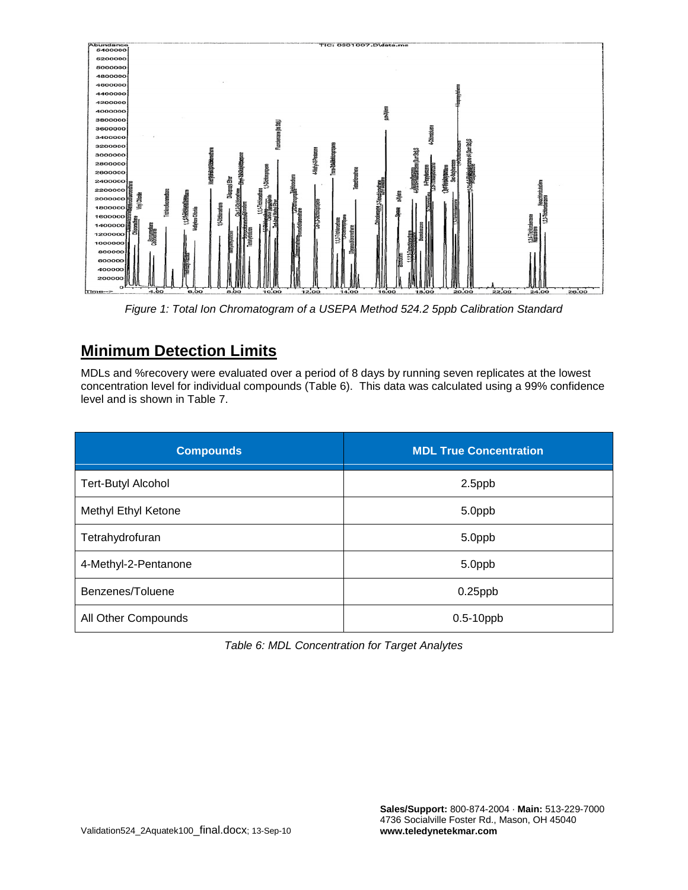*Figure 1: Total Ion Chromatogram of a USEPA Method 524.2 5ppb Calibration Standard*

## Minimum Detection Limits

MDLs and %recovery were evaluated over a period of 8 days by running seven replicates at the lowest concentration level for individual compounds (Table 6). This data was calculated using a 99% confidence level and is shown in Table 7.

| Compounds | MDL True Concentration |
|---|---|
| Tert-Butyl Alcohol | 2.5ppb |
| Methyl Ethyl Ketone | 5.0ppb |
| Tetrahydrofuran | 5.0ppb |
| 4-Methyl-2-Pentanone | 5.0ppb |
| Benzenes/Toluene | 0.25ppb |
| All Other Compounds | 0.5-10ppb |

*Table 6: MDL Concentration for Target Analytes*

Validation524_2Aquatek100_final.docx; 13-Sep-10

**Sales/Support:** 800-874-2004 · **Main:** 513-229-7000
4736 Socialville Foster Rd., Mason, OH 45040
**www.teledynetekmar.com**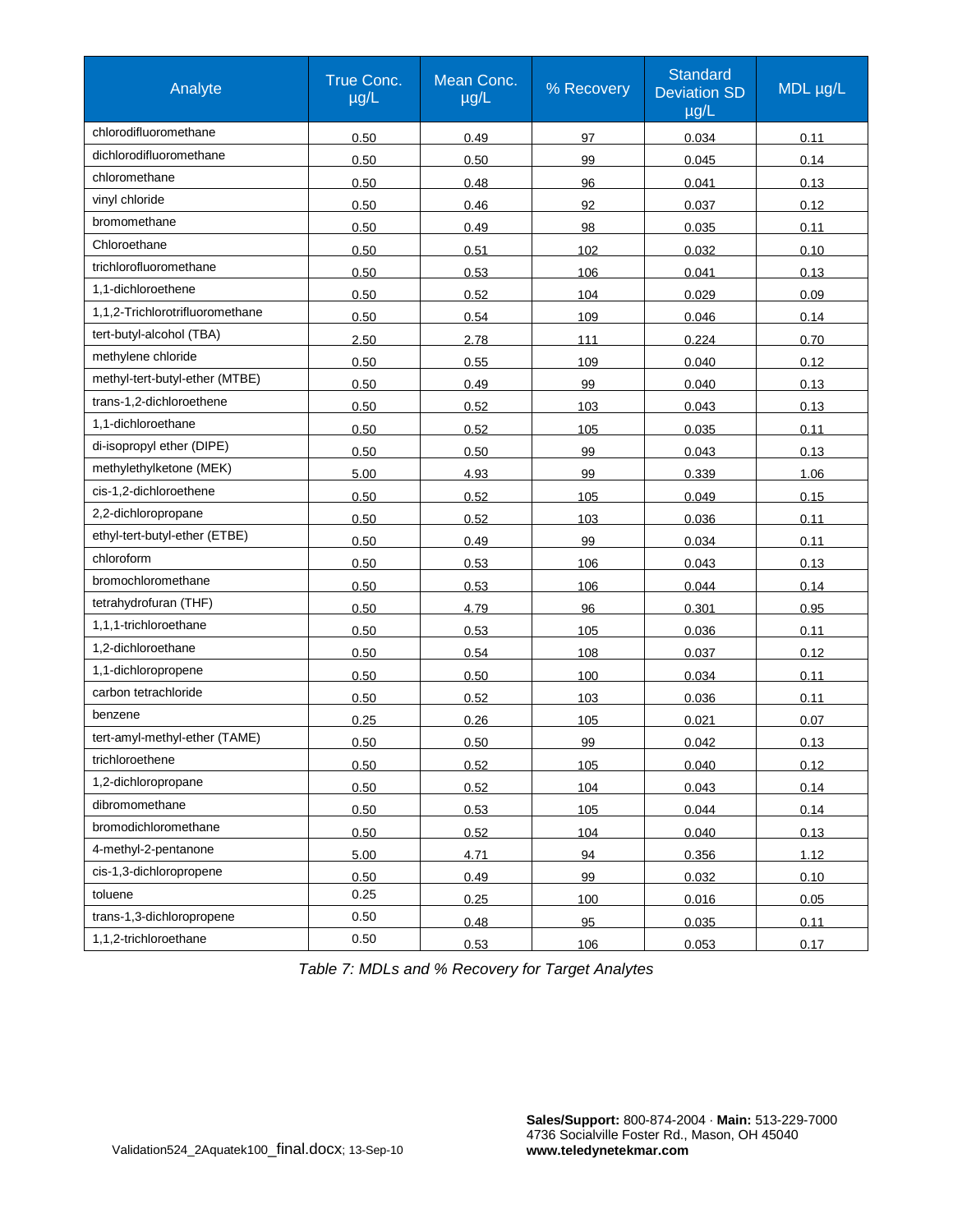| Analyte | True Conc. µg/L | Mean Conc. µg/L | % Recovery | Standard Deviation SD µg/L | MDL µg/L |
|---|---|---|---|---|---|
| chlorodifluoromethane | 0.50 | 0.49 | 97 | 0.034 | 0.11 |
| dichlorodifluoromethane | 0.50 | 0.50 | 99 | 0.045 | 0.14 |
| chloromethane | 0.50 | 0.48 | 96 | 0.041 | 0.13 |
| vinyl chloride | 0.50 | 0.46 | 92 | 0.037 | 0.12 |
| bromomethane | 0.50 | 0.49 | 98 | 0.035 | 0.11 |
| Chloroethane | 0.50 | 0.51 | 102 | 0.032 | 0.10 |
| trichlorofluoromethane | 0.50 | 0.53 | 106 | 0.041 | 0.13 |
| 1,1-dichloroethene | 0.50 | 0.52 | 104 | 0.029 | 0.09 |
| 1,1,2-Trichlorotrifluoromethane | 0.50 | 0.54 | 109 | 0.046 | 0.14 |
| tert-butyl-alcohol (TBA) | 2.50 | 2.78 | 111 | 0.224 | 0.70 |
| methylene chloride | 0.50 | 0.55 | 109 | 0.040 | 0.12 |
| methyl-tert-butyl-ether (MTBE) | 0.50 | 0.49 | 99 | 0.040 | 0.13 |
| trans-1,2-dichloroethene | 0.50 | 0.52 | 103 | 0.043 | 0.13 |
| 1,1-dichloroethane | 0.50 | 0.52 | 105 | 0.035 | 0.11 |
| di-isopropyl ether (DIPE) | 0.50 | 0.50 | 99 | 0.043 | 0.13 |
| methylethylketone (MEK) | 5.00 | 4.93 | 99 | 0.339 | 1.06 |
| cis-1,2-dichloroethene | 0.50 | 0.52 | 105 | 0.049 | 0.15 |
| 2,2-dichloropropane | 0.50 | 0.52 | 103 | 0.036 | 0.11 |
| ethyl-tert-butyl-ether (ETBE) | 0.50 | 0.49 | 99 | 0.034 | 0.11 |
| chloroform | 0.50 | 0.53 | 106 | 0.043 | 0.13 |
| bromochloromethane | 0.50 | 0.53 | 106 | 0.044 | 0.14 |
| tetrahydrofuran (THF) | 0.50 | 4.79 | 96 | 0.301 | 0.95 |
| 1,1,1-trichloroethane | 0.50 | 0.53 | 105 | 0.036 | 0.11 |
| 1,2-dichloroethane | 0.50 | 0.54 | 108 | 0.037 | 0.12 |
| 1,1-dichloropropene | 0.50 | 0.50 | 100 | 0.034 | 0.11 |
| carbon tetrachloride | 0.50 | 0.52 | 103 | 0.036 | 0.11 |
| benzene | 0.25 | 0.26 | 105 | 0.021 | 0.07 |
| tert-amyl-methyl-ether (TAME) | 0.50 | 0.50 | 99 | 0.042 | 0.13 |
| trichloroethene | 0.50 | 0.52 | 105 | 0.040 | 0.12 |
| 1,2-dichloropropane | 0.50 | 0.52 | 104 | 0.043 | 0.14 |
| dibromomethane | 0.50 | 0.53 | 105 | 0.044 | 0.14 |
| bromodichloromethane | 0.50 | 0.52 | 104 | 0.040 | 0.13 |
| 4-methyl-2-pentanone | 5.00 | 4.71 | 94 | 0.356 | 1.12 |
| cis-1,3-dichloropropene | 0.50 | 0.49 | 99 | 0.032 | 0.10 |
| toluene | 0.25 | 0.25 | 100 | 0.016 | 0.05 |
| trans-1,3-dichloropropene | 0.50 | 0.48 | 95 | 0.035 | 0.11 |
| 1,1,2-trichloroethane | 0.50 | 0.53 | 106 | 0.053 | 0.17 |

*Table 7: MDLs and % Recovery for Target Analytes*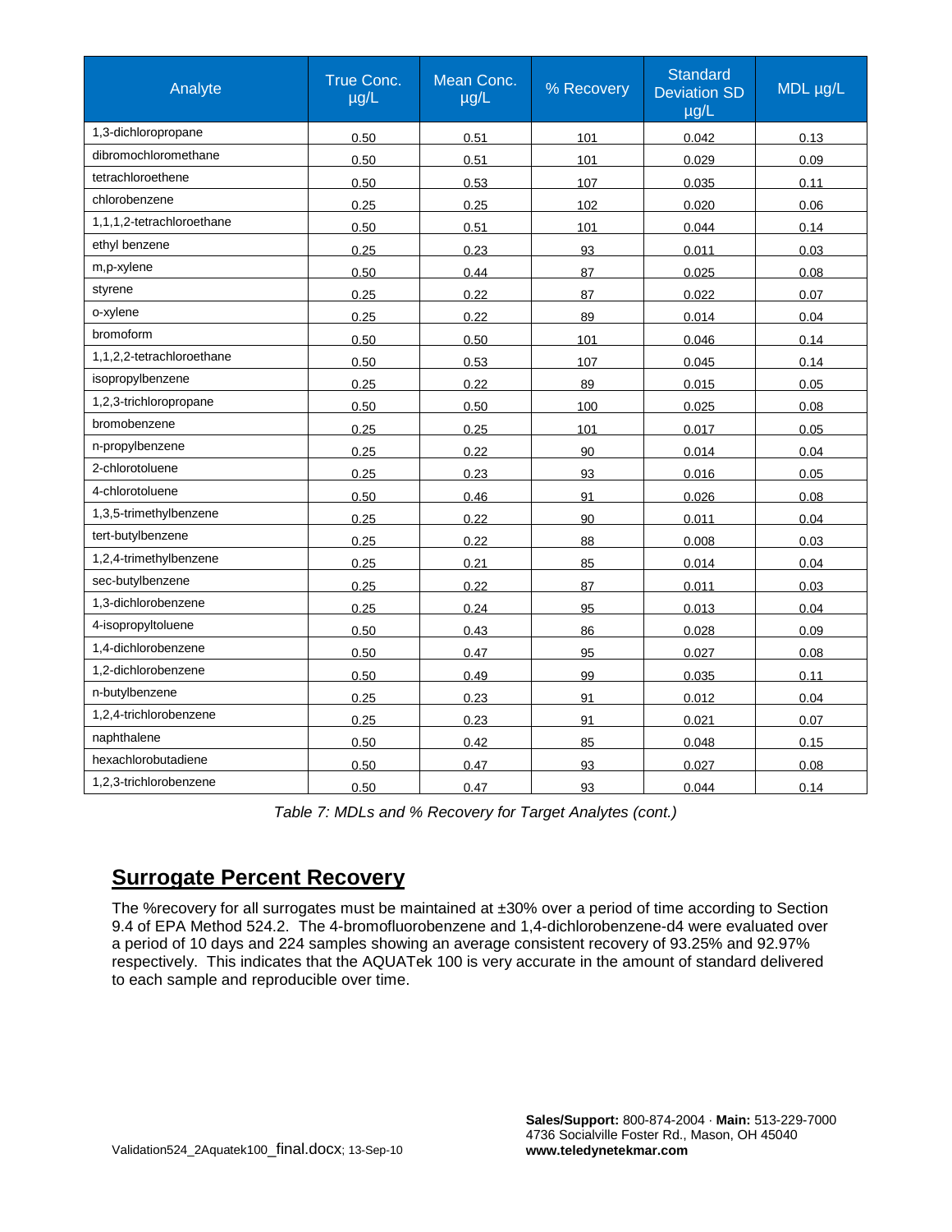| Analyte | True Conc. µg/L | Mean Conc. µg/L | % Recovery | Standard Deviation SD µg/L | MDL µg/L |
|---|---|---|---|---|---|
| 1,3-dichloropropane | 0.50 | 0.51 | 101 | 0.042 | 0.13 |
| dibromochloromethane | 0.50 | 0.51 | 101 | 0.029 | 0.09 |
| tetrachloroethene | 0.50 | 0.53 | 107 | 0.035 | 0.11 |
| chlorobenzene | 0.25 | 0.25 | 102 | 0.020 | 0.06 |
| 1,1,1,2-tetrachloroethane | 0.50 | 0.51 | 101 | 0.044 | 0.14 |
| ethyl benzene | 0.25 | 0.23 | 93 | 0.011 | 0.03 |
| m,p-xylene | 0.50 | 0.44 | 87 | 0.025 | 0.08 |
| styrene | 0.25 | 0.22 | 87 | 0.022 | 0.07 |
| o-xylene | 0.25 | 0.22 | 89 | 0.014 | 0.04 |
| bromoform | 0.50 | 0.50 | 101 | 0.046 | 0.14 |
| 1,1,2,2-tetrachloroethane | 0.50 | 0.53 | 107 | 0.045 | 0.14 |
| isopropylbenzene | 0.25 | 0.22 | 89 | 0.015 | 0.05 |
| 1,2,3-trichloropropane | 0.50 | 0.50 | 100 | 0.025 | 0.08 |
| bromobenzene | 0.25 | 0.25 | 101 | 0.017 | 0.05 |
| n-propylbenzene | 0.25 | 0.22 | 90 | 0.014 | 0.04 |
| 2-chlorotoluene | 0.25 | 0.23 | 93 | 0.016 | 0.05 |
| 4-chlorotoluene | 0.50 | 0.46 | 91 | 0.026 | 0.08 |
| 1,3,5-trimethylbenzene | 0.25 | 0.22 | 90 | 0.011 | 0.04 |
| tert-butylbenzene | 0.25 | 0.22 | 88 | 0.008 | 0.03 |
| 1,2,4-trimethylbenzene | 0.25 | 0.21 | 85 | 0.014 | 0.04 |
| sec-butylbenzene | 0.25 | 0.22 | 87 | 0.011 | 0.03 |
| 1,3-dichlorobenzene | 0.25 | 0.24 | 95 | 0.013 | 0.04 |
| 4-isopropyltoluene | 0.50 | 0.43 | 86 | 0.028 | 0.09 |
| 1,4-dichlorobenzene | 0.50 | 0.47 | 95 | 0.027 | 0.08 |
| 1,2-dichlorobenzene | 0.50 | 0.49 | 99 | 0.035 | 0.11 |
| n-butylbenzene | 0.25 | 0.23 | 91 | 0.012 | 0.04 |
| 1,2,4-trichlorobenzene | 0.25 | 0.23 | 91 | 0.021 | 0.07 |
| naphthalene | 0.50 | 0.42 | 85 | 0.048 | 0.15 |
| hexachlorobutadiene | 0.50 | 0.47 | 93 | 0.027 | 0.08 |
| 1,2,3-trichlorobenzene | 0.50 | 0.47 | 93 | 0.044 | 0.14 |

*Table 7: MDLs and % Recovery for Target Analytes (cont.)*

## Surrogate Percent Recovery

The %recovery for all surrogates must be maintained at ±30% over a period of time according to Section 9.4 of EPA Method 524.2. The 4-bromofluorobenzene and 1,4-dichlorobenzene-d4 were evaluated over a period of 10 days and 224 samples showing an average consistent recovery of 93.25% and 92.97% respectively. This indicates that the AQUATek 100 is very accurate in the amount of standard delivered to each sample and reproducible over time.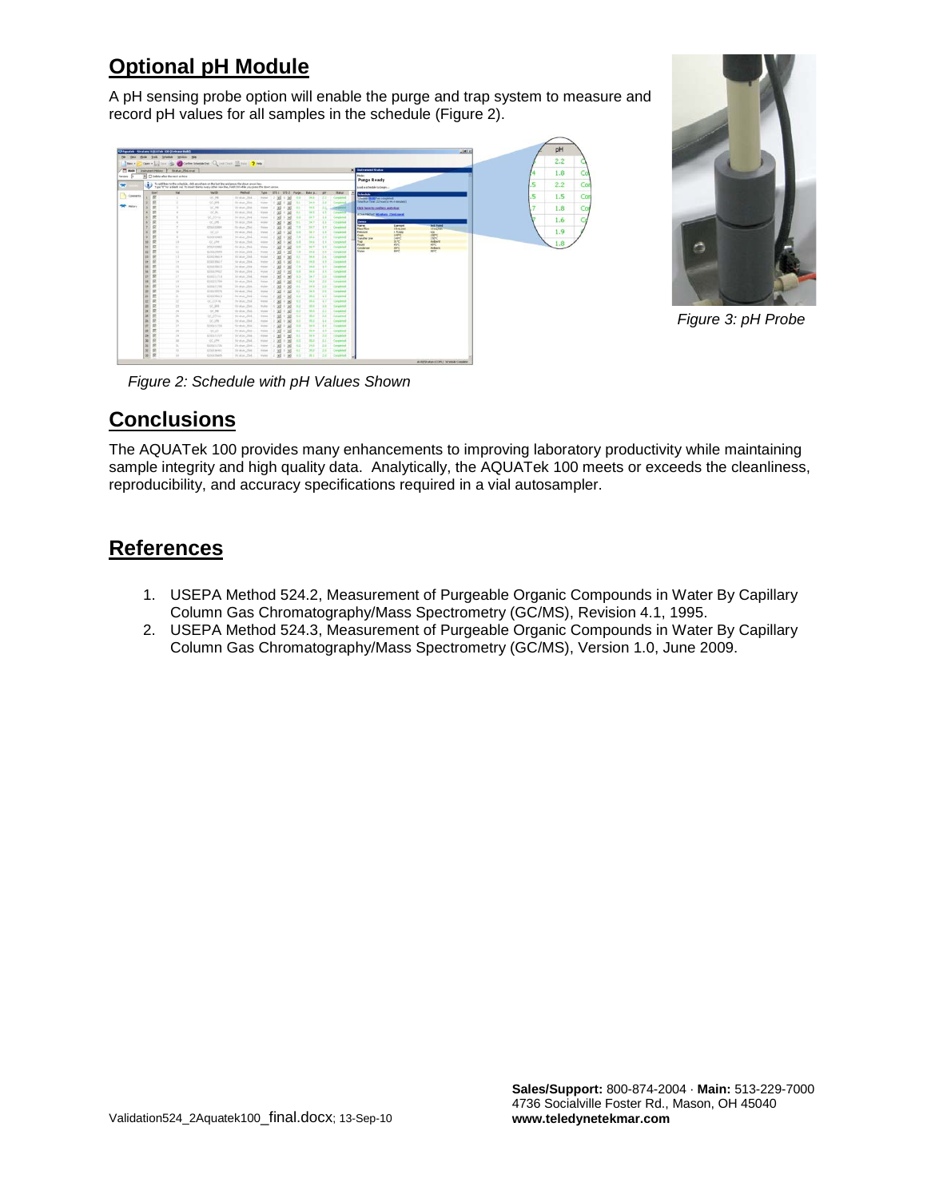## Optional pH Module

A pH sensing probe option will enable the purge and trap system to measure and record pH values for all samples in the schedule (Figure 2).

*Figure 2: Schedule with pH Values Shown*

*Figure 3: pH Probe*

## Conclusions

The AQUATek 100 provides many enhancements to improving laboratory productivity while maintaining sample integrity and high quality data. Analytically, the AQUATek 100 meets or exceeds the cleanliness, reproducibility, and accuracy specifications required in a vial autosampler.

## References

1. USEPA Method 524.2, Measurement of Purgeable Organic Compounds in Water By Capillary Column Gas Chromatography/Mass Spectrometry (GC/MS), Revision 4.1, 1995.
2. USEPA Method 524.3, Measurement of Purgeable Organic Compounds in Water By Capillary Column Gas Chromatography/Mass Spectrometry (GC/MS), Version 1.0, June 2009.

Validation524_2Aquatek100_final.docx; 13-Sep-10

**Sales/Support:** 800-874-2004 · **Main:** 513-229-7000
4736 Socialville Foster Rd., Mason, OH 45040
**www.teledynetekmar.com**